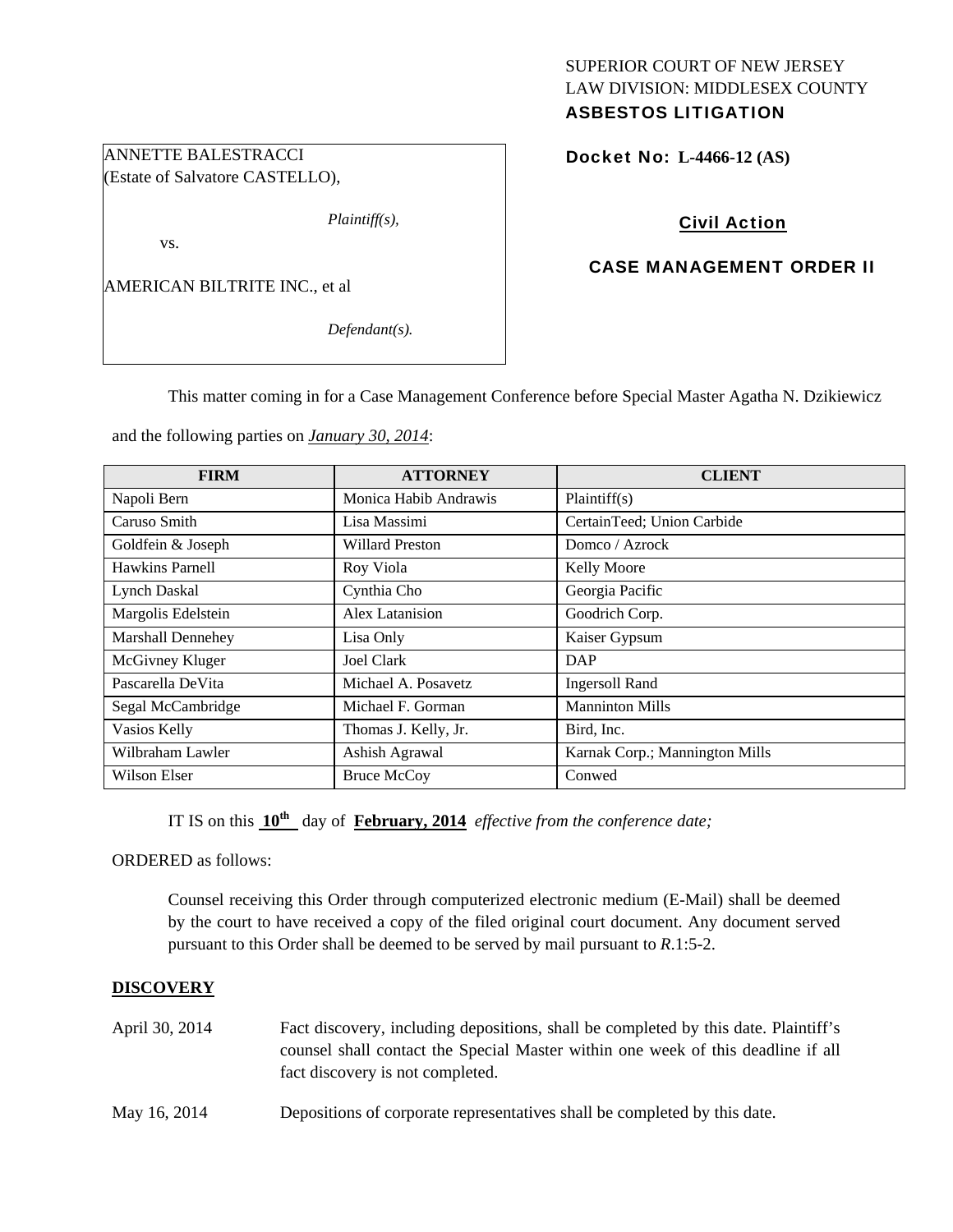SUPERIOR COURT OF NEW JERSEY
LAW DIVISION: MIDDLESEX COUNTY
**ASBESTOS LITIGATION**

ANNETTE BALESTRACCI
(Estate of Salvatore CASTELLO),

*Plaintiff(s),*

vs.

AMERICAN BILTRITE INC., et al

*Defendant(s).*

**Docket No: L-4466-12 (AS)**

**Civil Action**

**CASE MANAGEMENT ORDER II**

This matter coming in for a Case Management Conference before Special Master Agatha N. Dzikiewicz and the following parties on ***January 30, 2014***:

| FIRM | ATTORNEY | CLIENT |
|---|---|---|
| Napoli Bern | Monica Habib Andrawis | Plaintiff(s) |
| Caruso Smith | Lisa Massimi | CertainTeed; Union Carbide |
| Goldfein & Joseph | Willard Preston | Domco / Azrock |
| Hawkins Parnell | Roy Viola | Kelly Moore |
| Lynch Daskal | Cynthia Cho | Georgia Pacific |
| Margolis Edelstein | Alex Latanision | Goodrich Corp. |
| Marshall Dennehey | Lisa Only | Kaiser Gypsum |
| McGivney Kluger | Joel Clark | DAP |
| Pascarella DeVita | Michael A. Posavetz | Ingersoll Rand |
| Segal McCambridge | Michael F. Gorman | Manninton Mills |
| Vasios Kelly | Thomas J. Kelly, Jr. | Bird, Inc. |
| Wilbraham Lawler | Ashish Agrawal | Karnak Corp.; Mannington Mills |
| Wilson Elser | Bruce McCoy | Conwed |

IT IS on this **10th** day of **February, 2014** *effective from the conference date;*

ORDERED as follows:

Counsel receiving this Order through computerized electronic medium (E-Mail) shall be deemed by the court to have received a copy of the filed original court document. Any document served pursuant to this Order shall be deemed to be served by mail pursuant to *R*.1:5-2.

**DISCOVERY**

April 30, 2014 Fact discovery, including depositions, shall be completed by this date. Plaintiff's counsel shall contact the Special Master within one week of this deadline if all fact discovery is not completed.

May 16, 2014 Depositions of corporate representatives shall be completed by this date.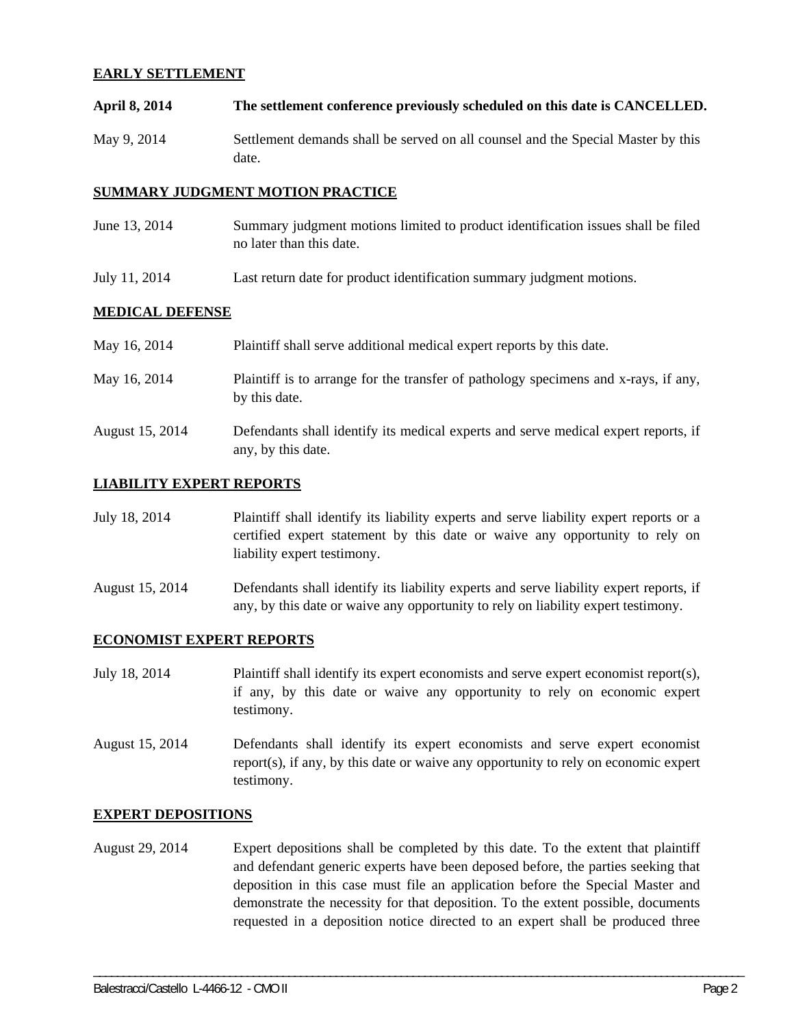**EARLY SETTLEMENT**

**April 8, 2014** **The settlement conference previously scheduled on this date is CANCELLED.**

May 9, 2014 Settlement demands shall be served on all counsel and the Special Master by this date.

**SUMMARY JUDGMENT MOTION PRACTICE**

June 13, 2014 Summary judgment motions limited to product identification issues shall be filed no later than this date.

July 11, 2014 Last return date for product identification summary judgment motions.

**MEDICAL DEFENSE**

May 16, 2014 Plaintiff shall serve additional medical expert reports by this date.

May 16, 2014 Plaintiff is to arrange for the transfer of pathology specimens and x-rays, if any, by this date.

August 15, 2014 Defendants shall identify its medical experts and serve medical expert reports, if any, by this date.

**LIABILITY EXPERT REPORTS**

July 18, 2014 Plaintiff shall identify its liability experts and serve liability expert reports or a certified expert statement by this date or waive any opportunity to rely on liability expert testimony.

August 15, 2014 Defendants shall identify its liability experts and serve liability expert reports, if any, by this date or waive any opportunity to rely on liability expert testimony.

**ECONOMIST EXPERT REPORTS**

July 18, 2014 Plaintiff shall identify its expert economists and serve expert economist report(s), if any, by this date or waive any opportunity to rely on economic expert testimony.

August 15, 2014 Defendants shall identify its expert economists and serve expert economist report(s), if any, by this date or waive any opportunity to rely on economic expert testimony.

**EXPERT DEPOSITIONS**

August 29, 2014 Expert depositions shall be completed by this date. To the extent that plaintiff and defendant generic experts have been deposed before, the parties seeking that deposition in this case must file an application before the Special Master and demonstrate the necessity for that deposition. To the extent possible, documents requested in a deposition notice directed to an expert shall be produced three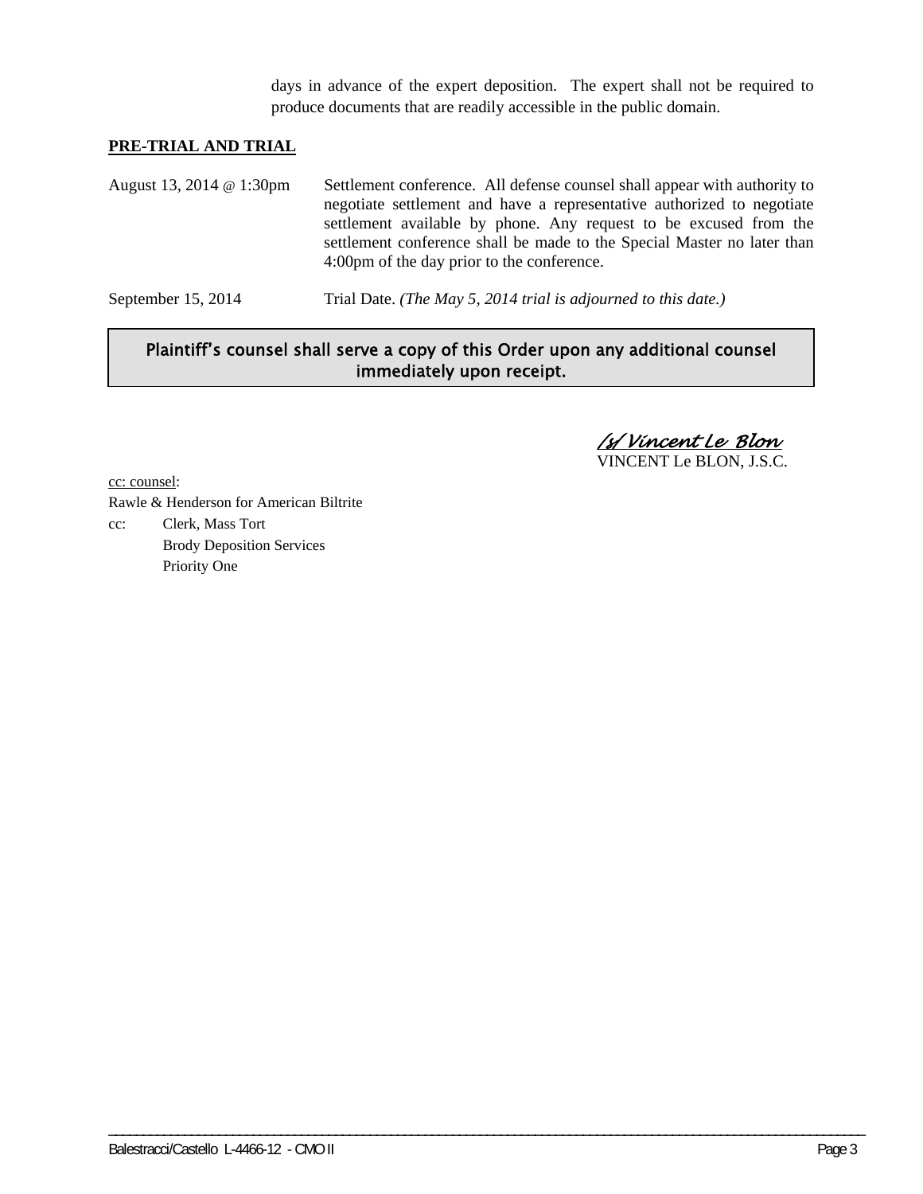days in advance of the expert deposition. The expert shall not be required to produce documents that are readily accessible in the public domain.

**PRE-TRIAL AND TRIAL**

| | |
|---|---|
| August 13, 2014 @ 1:30pm | Settlement conference. All defense counsel shall appear with authority to negotiate settlement and have a representative authorized to negotiate settlement available by phone. Any request to be excused from the settlement conference shall be made to the Special Master no later than 4:00pm of the day prior to the conference. |
| September 15, 2014 | Trial Date. *(The May 5, 2014 trial is adjourned to this date.)* |

**Plaintiff's counsel shall serve a copy of this Order upon any additional counsel immediately upon receipt.**

*/s/ Vincent Le Blon*
VINCENT Le BLON, J.S.C.

cc: counsel:
Rawle & Henderson for American Biltrite

cc: Clerk, Mass Tort
Brody Deposition Services
Priority One